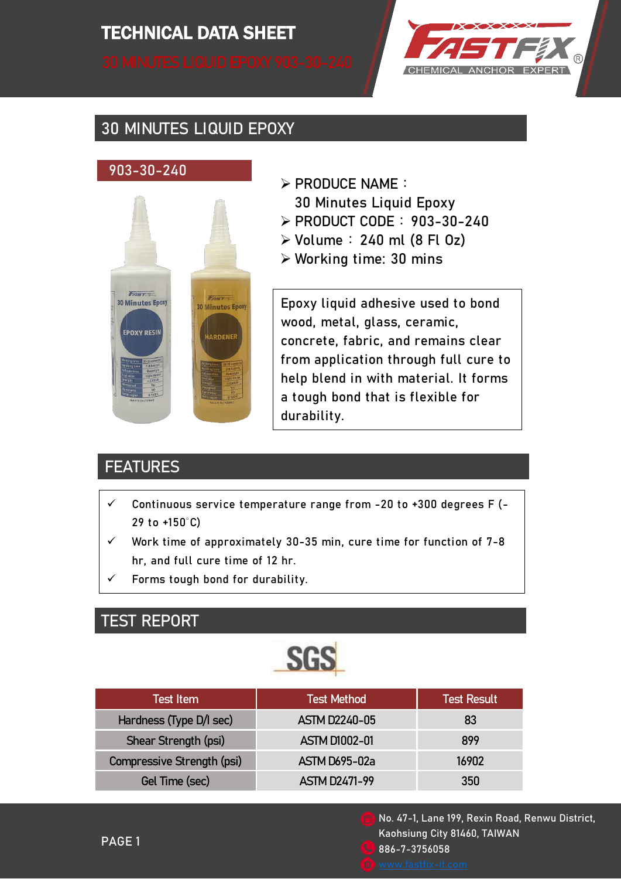# TECHNICAL DATA SHEET

30 MINUTES LIQUID EPOXY 903-30-240

## 30 MINUTES LIQUID EPOXY

### 903-30-240

- PRODUCE NAME：
  30 Minutes Liquid Epoxy
- PRODUCT CODE： 903-30-240
- Volume： 240 ml (8 Fl Oz)
- Working time: 30 mins

Epoxy liquid adhesive used to bond wood, metal, glass, ceramic, concrete, fabric, and remains clear from application through full cure to help blend in with material. It forms a tough bond that is flexible for durability.

## FEATURES

- ✓ Continuous service temperature range from -20 to +300 degrees F (-29 to +150°C)
- ✓ Work time of approximately 30-35 min, cure time for function of 7-8 hr, and full cure time of 12 hr.
- ✓ Forms tough bond for durability.

## TEST REPORT

SGS

| Test Item | Test Method | Test Result |
|---|---|---|
| Hardness (Type D/l sec) | ASTM D2240-05 | 83 |
| Shear Strength (psi) | ASTM D1002-01 | 899 |
| Compressive Strength (psi) | ASTM D695-02a | 16902 |
| Gel Time (sec) | ASTM D2471-99 | 350 |

No. 47-1, Lane 199, Rexin Road, Renwu District, Kaohsiung City 81460, TAIWAN
886-7-3756058
www.fastfix-it.com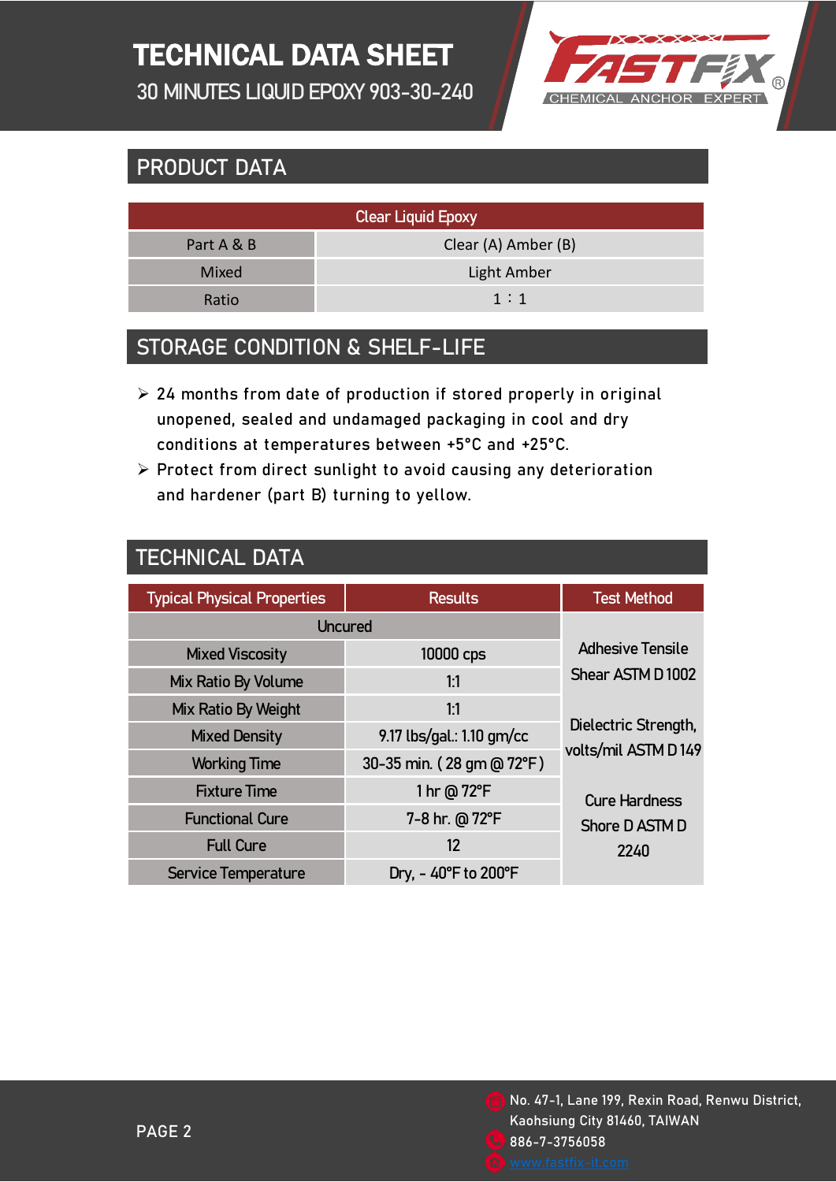# TECHNICAL DATA SHEET

30 MINUTES LIQUID EPOXY 903-30-240

FASTFIX® CHEMICAL ANCHOR EXPERT

## PRODUCT DATA

| Clear Liquid Epoxy | |
|---|---|
| Part A & B | Clear (A) Amber (B) |
| Mixed | Light Amber |
| Ratio | 1：1 |

## STORAGE CONDITION & SHELF-LIFE

- 24 months from date of production if stored properly in original unopened, sealed and undamaged packaging in cool and dry conditions at temperatures between +5°C and +25°C.
- Protect from direct sunlight to avoid causing any deterioration and hardener (part B) turning to yellow.

## TECHNICAL DATA

| Typical Physical Properties | Results | Test Method |
|---|---|---|
| Uncured | | Adhesive Tensile Shear ASTM D 1002<br>Dielectric Strength, volts/mil ASTM D 149<br>Cure Hardness Shore D ASTM D 2240 |
| Mixed Viscosity | 10000 cps | |
| Mix Ratio By Volume | 1:1 | |
| Mix Ratio By Weight | 1:1 | |
| Mixed Density | 9.17 lbs/gal.: 1.10 gm/cc | |
| Working Time | 30-35 min. ( 28 gm @ 72°F ) | |
| Fixture Time | 1 hr @ 72°F | |
| Functional Cure | 7-8 hr. @ 72°F | |
| Full Cure | 12 | |
| Service Temperature | Dry, - 40°F to 200°F | |

No. 47-1, Lane 199, Rexin Road, Renwu District, Kaohsiung City 81460, TAIWAN
886-7-3756058
www.fastfix-it.com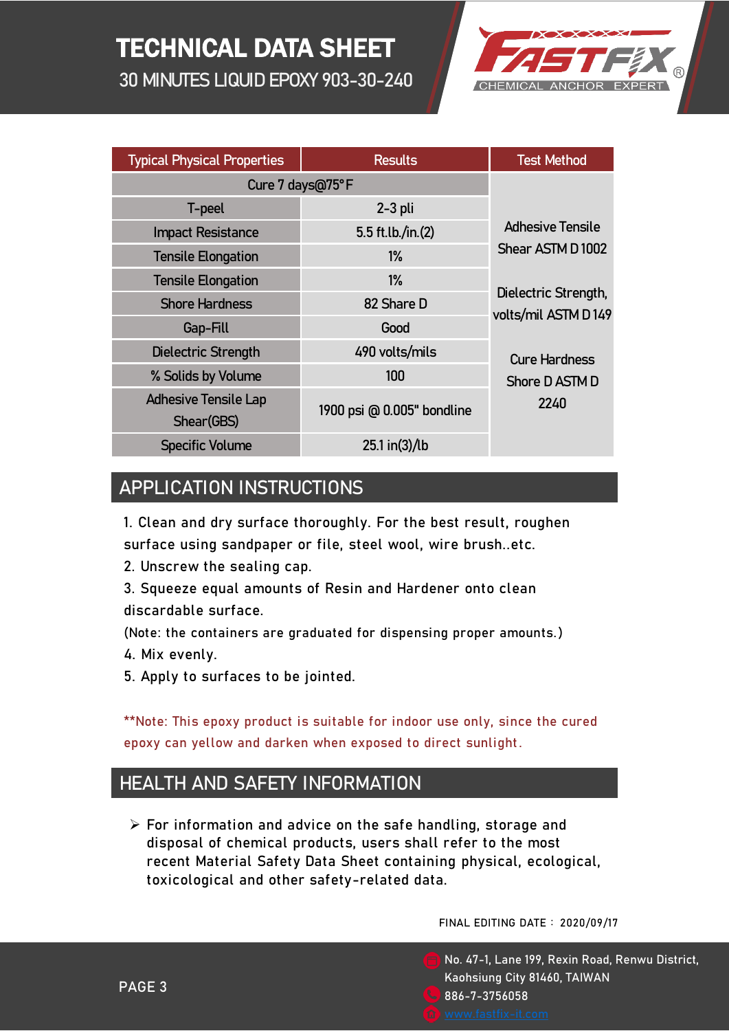# TECHNICAL DATA SHEET

30 MINUTES LIQUID EPOXY 903-30-240

| Typical Physical Properties | Results | Test Method |
|---|---|---|
| Cure 7 days@75°F | | Adhesive Tensile Shear ASTM D 1002<br><br>Dielectric Strength, volts/mil ASTM D 149<br><br>Cure Hardness Shore D ASTM D 2240 |
| T-peel | 2-3 pli | |
| Impact Resistance | 5.5 ft.lb./in.(2) | |
| Tensile Elongation | 1% | |
| Tensile Elongation | 1% | |
| Shore Hardness | 82 Share D | |
| Gap-Fill | Good | |
| Dielectric Strength | 490 volts/mils | |
| % Solids by Volume | 100 | |
| Adhesive Tensile Lap Shear(GBS) | 1900 psi @ 0.005" bondline | |
| Specific Volume | 25.1 in(3)/lb | |

## APPLICATION INSTRUCTIONS

1. Clean and dry surface thoroughly. For the best result, roughen surface using sandpaper or file, steel wool, wire brush..etc.
2. Unscrew the sealing cap.
3. Squeeze equal amounts of Resin and Hardener onto clean discardable surface.

(Note: the containers are graduated for dispensing proper amounts.)

4. Mix evenly.
5. Apply to surfaces to be jointed.

**Note: This epoxy product is suitable for indoor use only, since the cured epoxy can yellow and darken when exposed to direct sunlight.

## HEALTH AND SAFETY INFORMATION

- For information and advice on the safe handling, storage and disposal of chemical products, users shall refer to the most recent Material Safety Data Sheet containing physical, ecological, toxicological and other safety-related data.

FINAL EDITING DATE： 2020/09/17

No. 47-1, Lane 199, Rexin Road, Renwu District, Kaohsiung City 81460, TAIWAN

886-7-3756058

www.fastfix-it.com